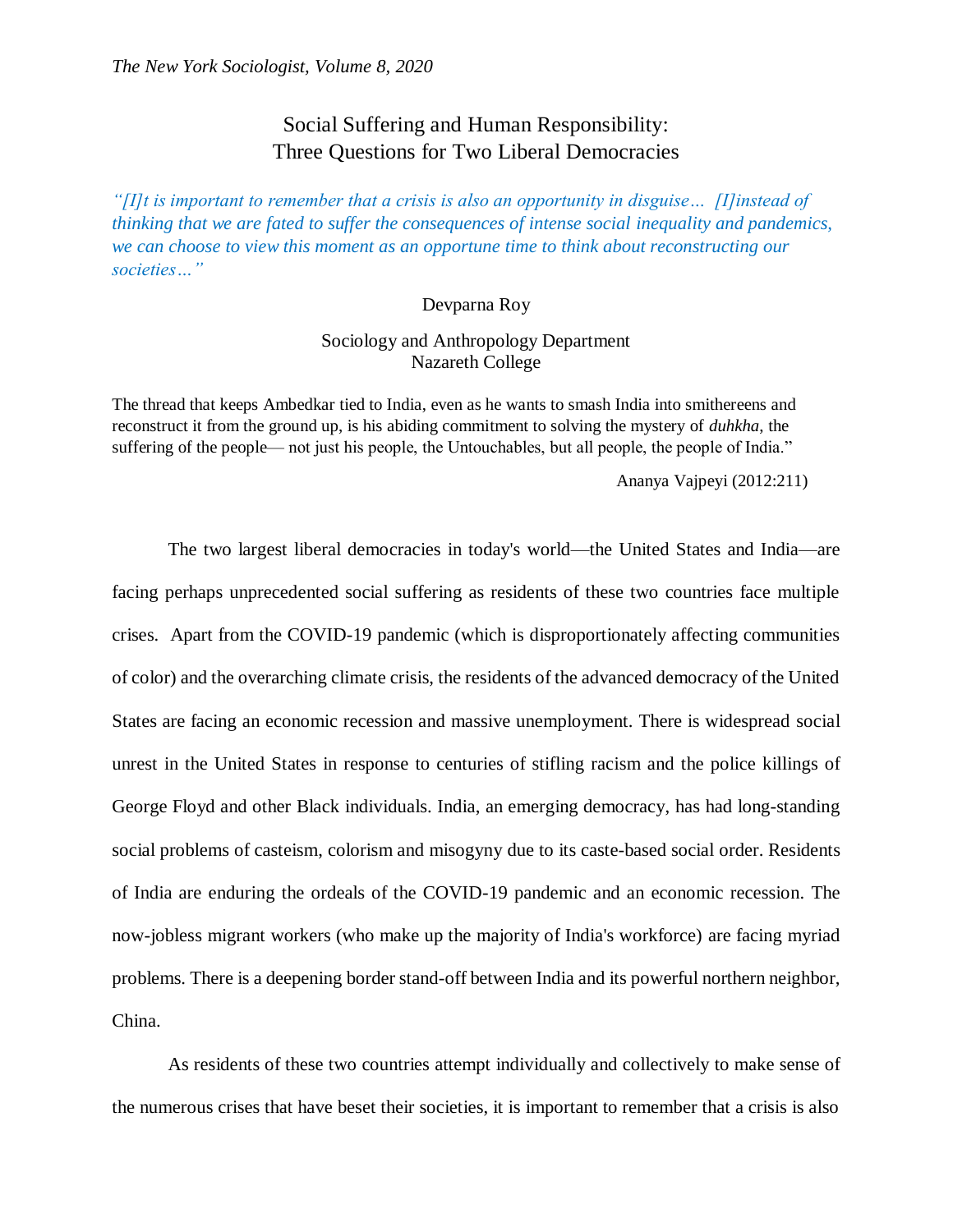# Social Suffering and Human Responsibility: Three Questions for Two Liberal Democracies

*"[I]t is important to remember that a crisis is also an opportunity in disguise… [I]instead of thinking that we are fated to suffer the consequences of intense social inequality and pandemics, we can choose to view this moment as an opportune time to think about reconstructing our societies…"*

Devparna Roy

Sociology and Anthropology Department
Nazareth College

The thread that keeps Ambedkar tied to India, even as he wants to smash India into smithereens and reconstruct it from the ground up, is his abiding commitment to solving the mystery of *duhkha*, the suffering of the people— not just his people, the Untouchables, but all people, the people of India."

Ananya Vajpeyi (2012:211)

The two largest liberal democracies in today's world—the United States and India—are facing perhaps unprecedented social suffering as residents of these two countries face multiple crises. Apart from the COVID-19 pandemic (which is disproportionately affecting communities of color) and the overarching climate crisis, the residents of the advanced democracy of the United States are facing an economic recession and massive unemployment. There is widespread social unrest in the United States in response to centuries of stifling racism and the police killings of George Floyd and other Black individuals. India, an emerging democracy, has had long-standing social problems of casteism, colorism and misogyny due to its caste-based social order. Residents of India are enduring the ordeals of the COVID-19 pandemic and an economic recession. The now-jobless migrant workers (who make up the majority of India's workforce) are facing myriad problems. There is a deepening border stand-off between India and its powerful northern neighbor, China.

As residents of these two countries attempt individually and collectively to make sense of the numerous crises that have beset their societies, it is important to remember that a crisis is also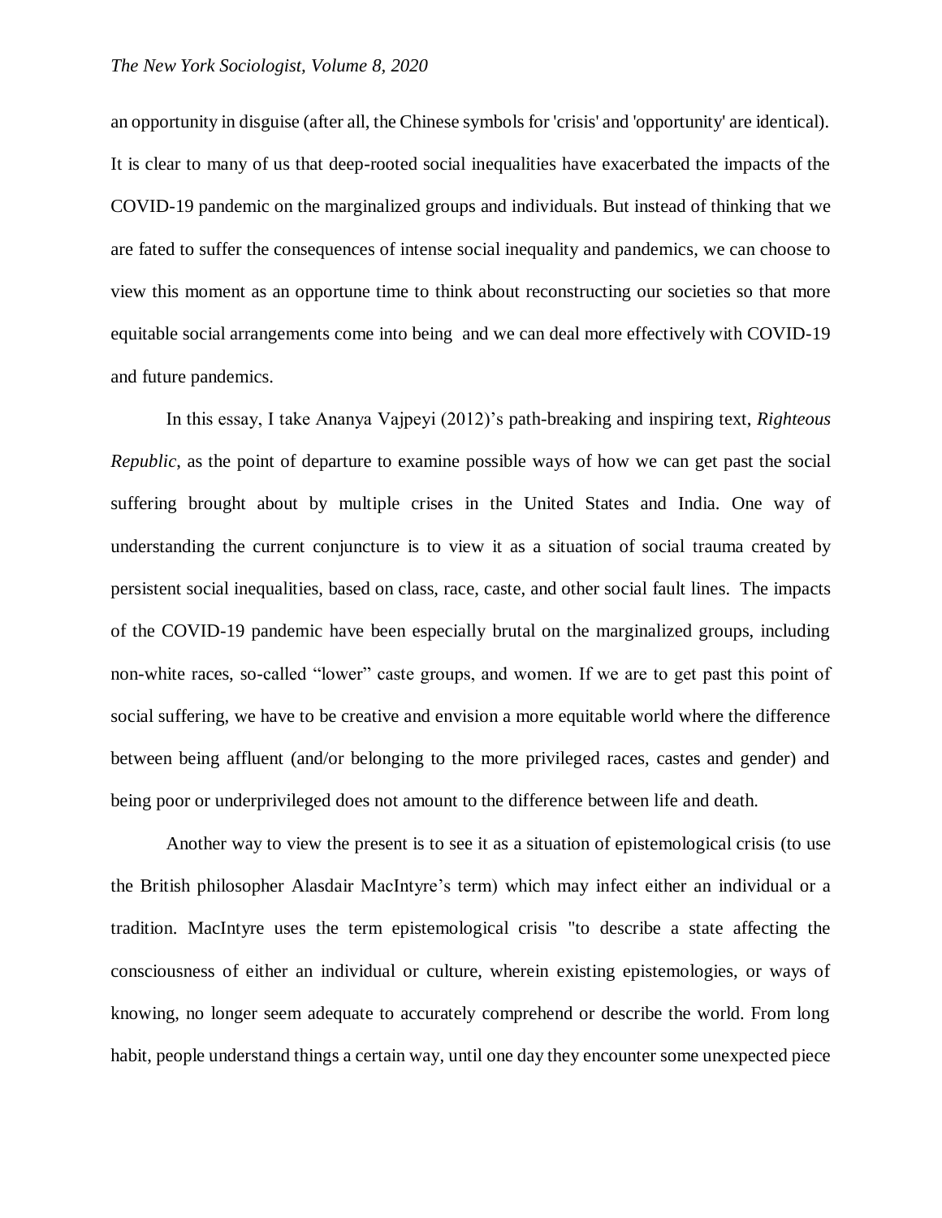an opportunity in disguise (after all, the Chinese symbols for 'crisis' and 'opportunity' are identical). It is clear to many of us that deep-rooted social inequalities have exacerbated the impacts of the COVID-19 pandemic on the marginalized groups and individuals. But instead of thinking that we are fated to suffer the consequences of intense social inequality and pandemics, we can choose to view this moment as an opportune time to think about reconstructing our societies so that more equitable social arrangements come into being and we can deal more effectively with COVID-19 and future pandemics.

In this essay, I take Ananya Vajpeyi (2012)'s path-breaking and inspiring text, *Righteous Republic*, as the point of departure to examine possible ways of how we can get past the social suffering brought about by multiple crises in the United States and India. One way of understanding the current conjuncture is to view it as a situation of social trauma created by persistent social inequalities, based on class, race, caste, and other social fault lines. The impacts of the COVID-19 pandemic have been especially brutal on the marginalized groups, including non-white races, so-called "lower" caste groups, and women. If we are to get past this point of social suffering, we have to be creative and envision a more equitable world where the difference between being affluent (and/or belonging to the more privileged races, castes and gender) and being poor or underprivileged does not amount to the difference between life and death.

Another way to view the present is to see it as a situation of epistemological crisis (to use the British philosopher Alasdair MacIntyre's term) which may infect either an individual or a tradition. MacIntyre uses the term epistemological crisis "to describe a state affecting the consciousness of either an individual or culture, wherein existing epistemologies, or ways of knowing, no longer seem adequate to accurately comprehend or describe the world. From long habit, people understand things a certain way, until one day they encounter some unexpected piece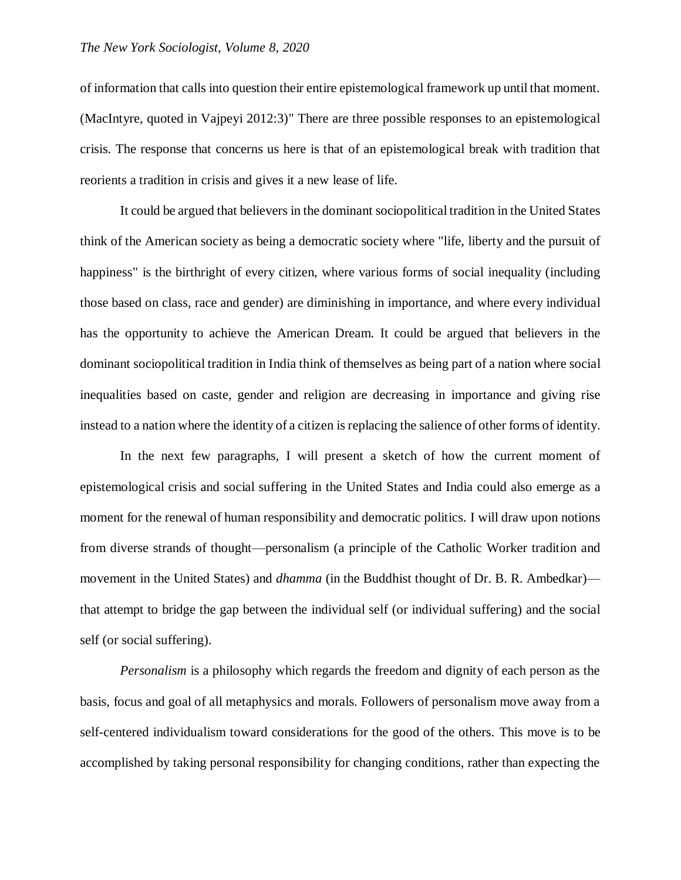of information that calls into question their entire epistemological framework up until that moment. (MacIntyre, quoted in Vajpeyi 2012:3)" There are three possible responses to an epistemological crisis. The response that concerns us here is that of an epistemological break with tradition that reorients a tradition in crisis and gives it a new lease of life.

It could be argued that believers in the dominant sociopolitical tradition in the United States think of the American society as being a democratic society where "life, liberty and the pursuit of happiness" is the birthright of every citizen, where various forms of social inequality (including those based on class, race and gender) are diminishing in importance, and where every individual has the opportunity to achieve the American Dream. It could be argued that believers in the dominant sociopolitical tradition in India think of themselves as being part of a nation where social inequalities based on caste, gender and religion are decreasing in importance and giving rise instead to a nation where the identity of a citizen is replacing the salience of other forms of identity.

In the next few paragraphs, I will present a sketch of how the current moment of epistemological crisis and social suffering in the United States and India could also emerge as a moment for the renewal of human responsibility and democratic politics. I will draw upon notions from diverse strands of thought—personalism (a principle of the Catholic Worker tradition and movement in the United States) and *dhamma* (in the Buddhist thought of Dr. B. R. Ambedkar)—that attempt to bridge the gap between the individual self (or individual suffering) and the social self (or social suffering).

*Personalism* is a philosophy which regards the freedom and dignity of each person as the basis, focus and goal of all metaphysics and morals. Followers of personalism move away from a self-centered individualism toward considerations for the good of the others. This move is to be accomplished by taking personal responsibility for changing conditions, rather than expecting the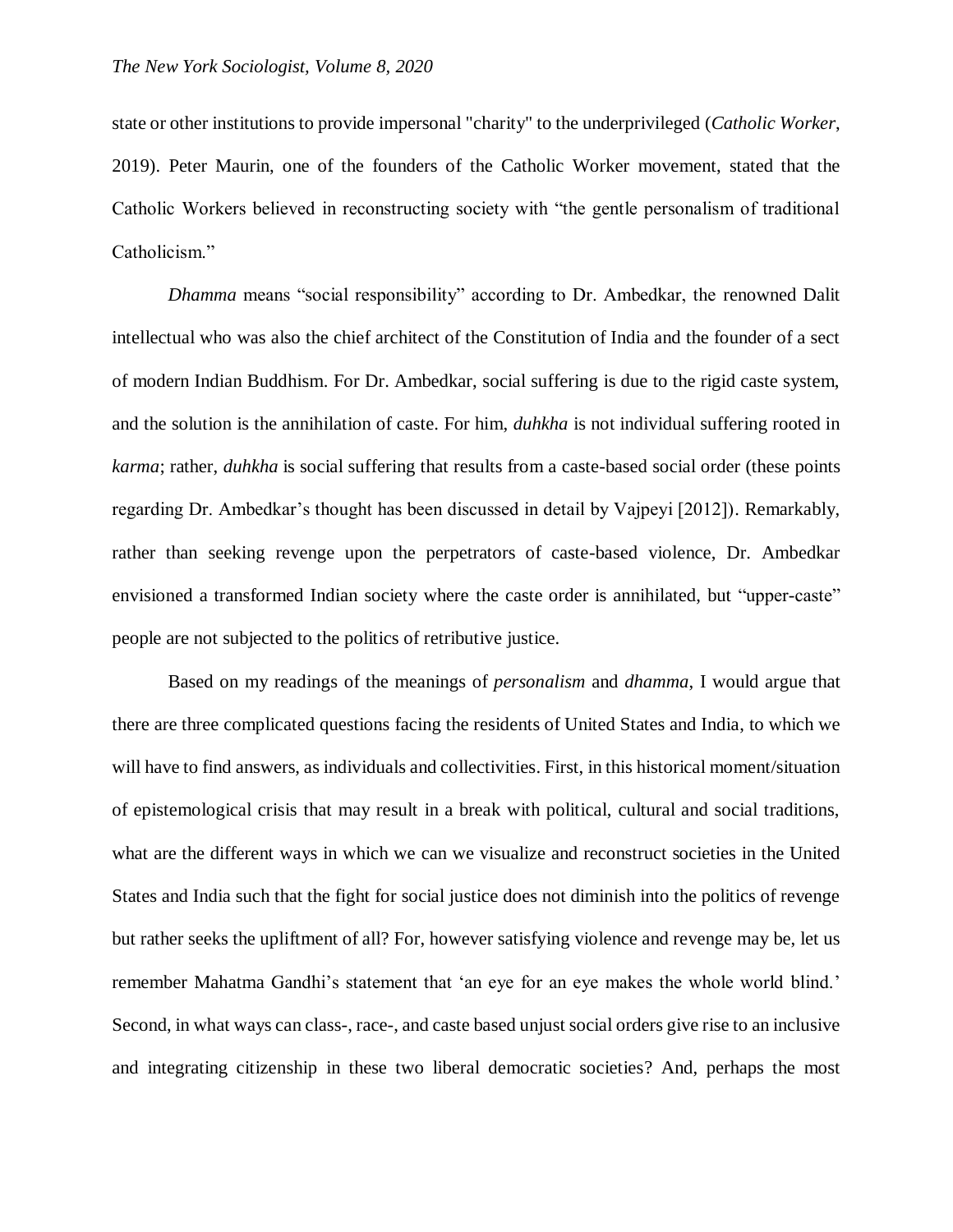state or other institutions to provide impersonal "charity" to the underprivileged (*Catholic Worker*, 2019). Peter Maurin, one of the founders of the Catholic Worker movement, stated that the Catholic Workers believed in reconstructing society with "the gentle personalism of traditional Catholicism."

*Dhamma* means "social responsibility" according to Dr. Ambedkar, the renowned Dalit intellectual who was also the chief architect of the Constitution of India and the founder of a sect of modern Indian Buddhism. For Dr. Ambedkar, social suffering is due to the rigid caste system, and the solution is the annihilation of caste. For him, *duhkha* is not individual suffering rooted in *karma*; rather, *duhkha* is social suffering that results from a caste-based social order (these points regarding Dr. Ambedkar's thought has been discussed in detail by Vajpeyi [2012]). Remarkably, rather than seeking revenge upon the perpetrators of caste-based violence, Dr. Ambedkar envisioned a transformed Indian society where the caste order is annihilated, but "upper-caste" people are not subjected to the politics of retributive justice.

Based on my readings of the meanings of *personalism* and *dhamma*, I would argue that there are three complicated questions facing the residents of United States and India, to which we will have to find answers, as individuals and collectivities. First, in this historical moment/situation of epistemological crisis that may result in a break with political, cultural and social traditions, what are the different ways in which we can we visualize and reconstruct societies in the United States and India such that the fight for social justice does not diminish into the politics of revenge but rather seeks the upliftment of all? For, however satisfying violence and revenge may be, let us remember Mahatma Gandhi's statement that 'an eye for an eye makes the whole world blind.' Second, in what ways can class-, race-, and caste based unjust social orders give rise to an inclusive and integrating citizenship in these two liberal democratic societies? And, perhaps the most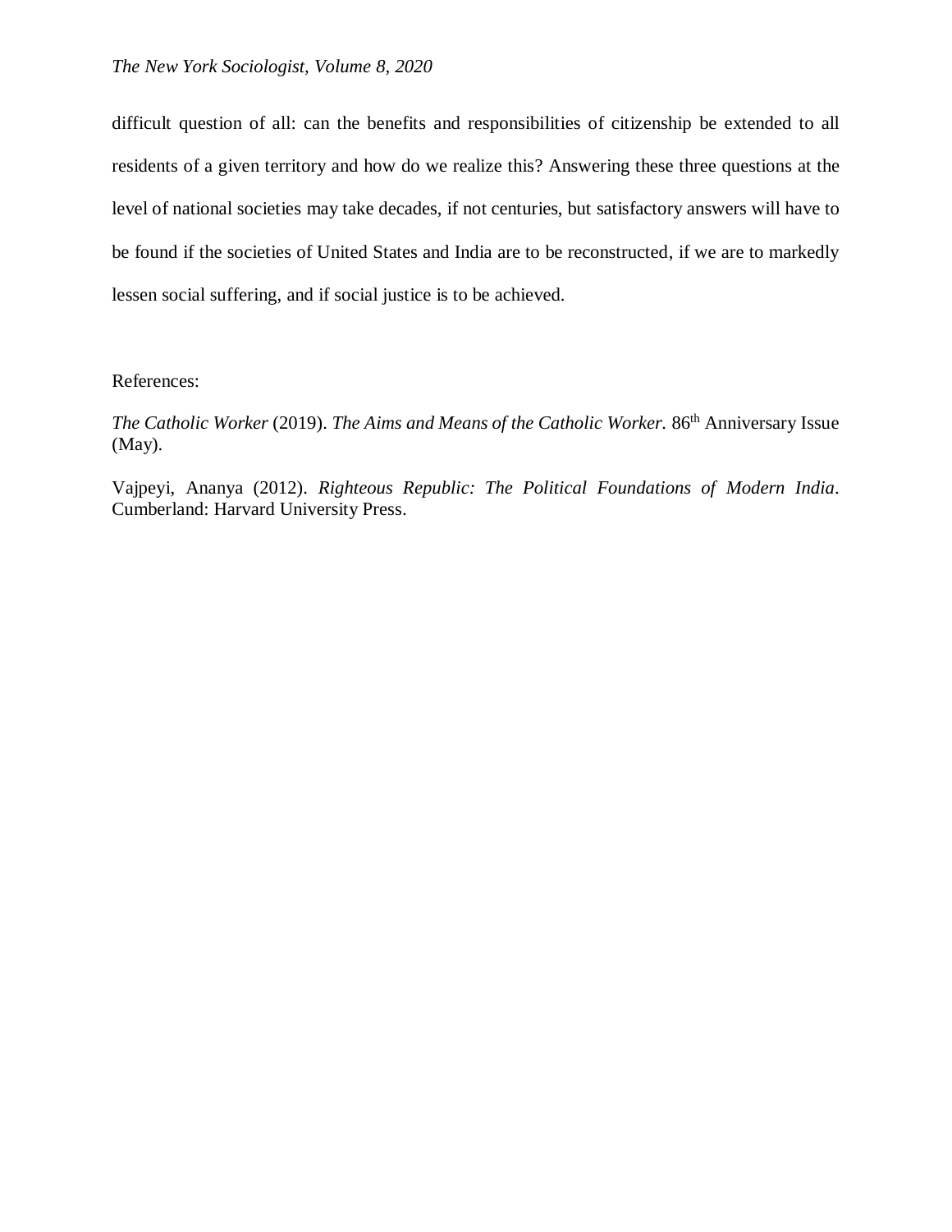difficult question of all: can the benefits and responsibilities of citizenship be extended to all residents of a given territory and how do we realize this? Answering these three questions at the level of national societies may take decades, if not centuries, but satisfactory answers will have to be found if the societies of United States and India are to be reconstructed, if we are to markedly lessen social suffering, and if social justice is to be achieved.

References:

*The Catholic Worker* (2019). *The Aims and Means of the Catholic Worker.* 86th Anniversary Issue (May).

Vajpeyi, Ananya (2012). *Righteous Republic: The Political Foundations of Modern India*. Cumberland: Harvard University Press.